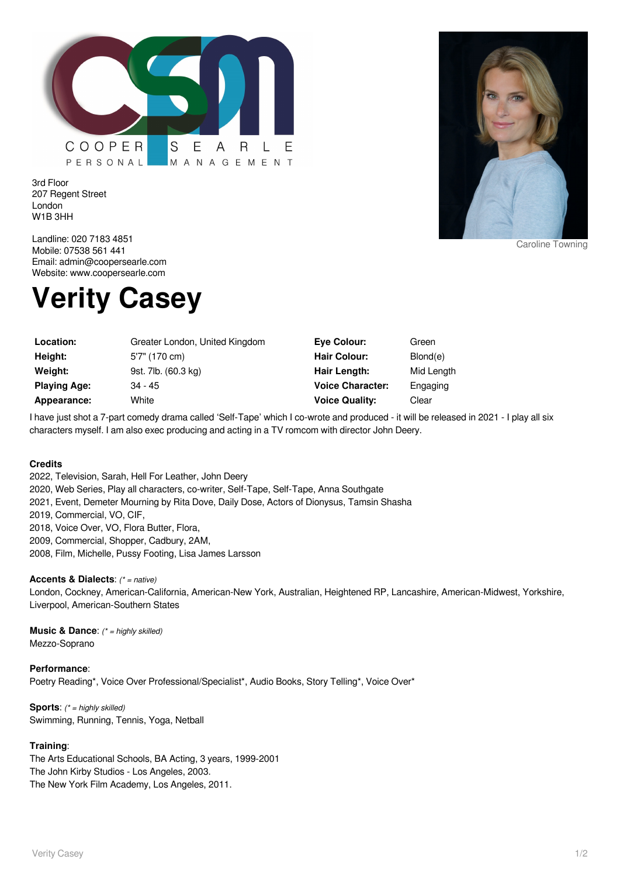COOPER SEARLE PERSONAL MANAGEMENT

3rd Floor
207 Regent Street
London
W1B 3HH

Landline: 020 7183 4851
Mobile: 07538 561 441
Email: admin@coopersearle.com
Website: www.coopersearle.com

Caroline Towning

# Verity Casey

| | | | |
|---|---|---|---|
| **Location:** | Greater London, United Kingdom | **Eye Colour:** | Green |
| **Height:** | 5'7" (170 cm) | **Hair Colour:** | Blond(e) |
| **Weight:** | 9st. 7lb. (60.3 kg) | **Hair Length:** | Mid Length |
| **Playing Age:** | 34 - 45 | **Voice Character:** | Engaging |
| **Appearance:** | White | **Voice Quality:** | Clear |

I have just shot a 7-part comedy drama called 'Self-Tape' which I co-wrote and produced - it will be released in 2021 - I play all six characters myself. I am also exec producing and acting in a TV romcom with director John Deery.

**Credits**
2022, Television, Sarah, Hell For Leather, John Deery
2020, Web Series, Play all characters, co-writer, Self-Tape, Self-Tape, Anna Southgate
2021, Event, Demeter Mourning by Rita Dove, Daily Dose, Actors of Dionysus, Tamsin Shasha
2019, Commercial, VO, CIF,
2018, Voice Over, VO, Flora Butter, Flora,
2009, Commercial, Shopper, Cadbury, 2AM,
2008, Film, Michelle, Pussy Footing, Lisa James Larsson

**Accents & Dialects**: *(* = native)*
London, Cockney, American-California, American-New York, Australian, Heightened RP, Lancashire, American-Midwest, Yorkshire, Liverpool, American-Southern States

**Music & Dance**: *(* = highly skilled)*
Mezzo-Soprano

**Performance**:
Poetry Reading*, Voice Over Professional/Specialist*, Audio Books, Story Telling*, Voice Over*

**Sports**: *(* = highly skilled)*
Swimming, Running, Tennis, Yoga, Netball

**Training**:
The Arts Educational Schools, BA Acting, 3 years, 1999-2001
The John Kirby Studios - Los Angeles, 2003.
The New York Film Academy, Los Angeles, 2011.